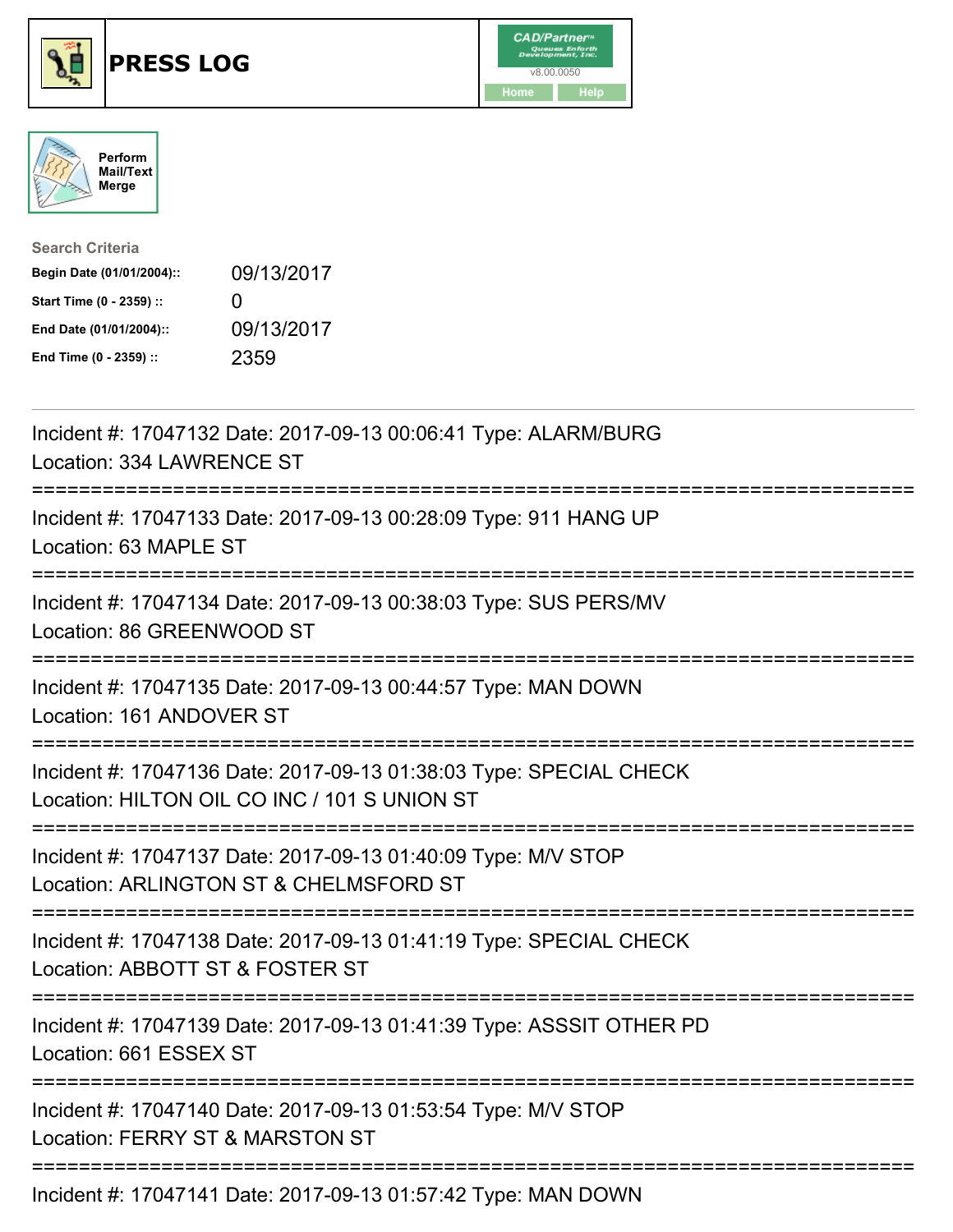# PRESS LOG

Perform Mail/Text Merge

**Search Criteria**

| | |
|---|---|
| **Begin Date (01/01/2004)::** | 09/13/2017 |
| **Start Time (0 - 2359) ::** | 0 |
| **End Date (01/01/2004)::** | 09/13/2017 |
| **End Time (0 - 2359) ::** | 2359 |

---

Incident #: 17047132 Date: 2017-09-13 00:06:41 Type: ALARM/BURG
Location: 334 LAWRENCE ST

===========================================================================

Incident #: 17047133 Date: 2017-09-13 00:28:09 Type: 911 HANG UP
Location: 63 MAPLE ST

===========================================================================

Incident #: 17047134 Date: 2017-09-13 00:38:03 Type: SUS PERS/MV
Location: 86 GREENWOOD ST

===========================================================================

Incident #: 17047135 Date: 2017-09-13 00:44:57 Type: MAN DOWN
Location: 161 ANDOVER ST

===========================================================================

Incident #: 17047136 Date: 2017-09-13 01:38:03 Type: SPECIAL CHECK
Location: HILTON OIL CO INC / 101 S UNION ST

===========================================================================

Incident #: 17047137 Date: 2017-09-13 01:40:09 Type: M/V STOP
Location: ARLINGTON ST & CHELMSFORD ST

===========================================================================

Incident #: 17047138 Date: 2017-09-13 01:41:19 Type: SPECIAL CHECK
Location: ABBOTT ST & FOSTER ST

===========================================================================

Incident #: 17047139 Date: 2017-09-13 01:41:39 Type: ASSSIT OTHER PD
Location: 661 ESSEX ST

===========================================================================

Incident #: 17047140 Date: 2017-09-13 01:53:54 Type: M/V STOP
Location: FERRY ST & MARSTON ST

===========================================================================

Incident #: 17047141 Date: 2017-09-13 01:57:42 Type: MAN DOWN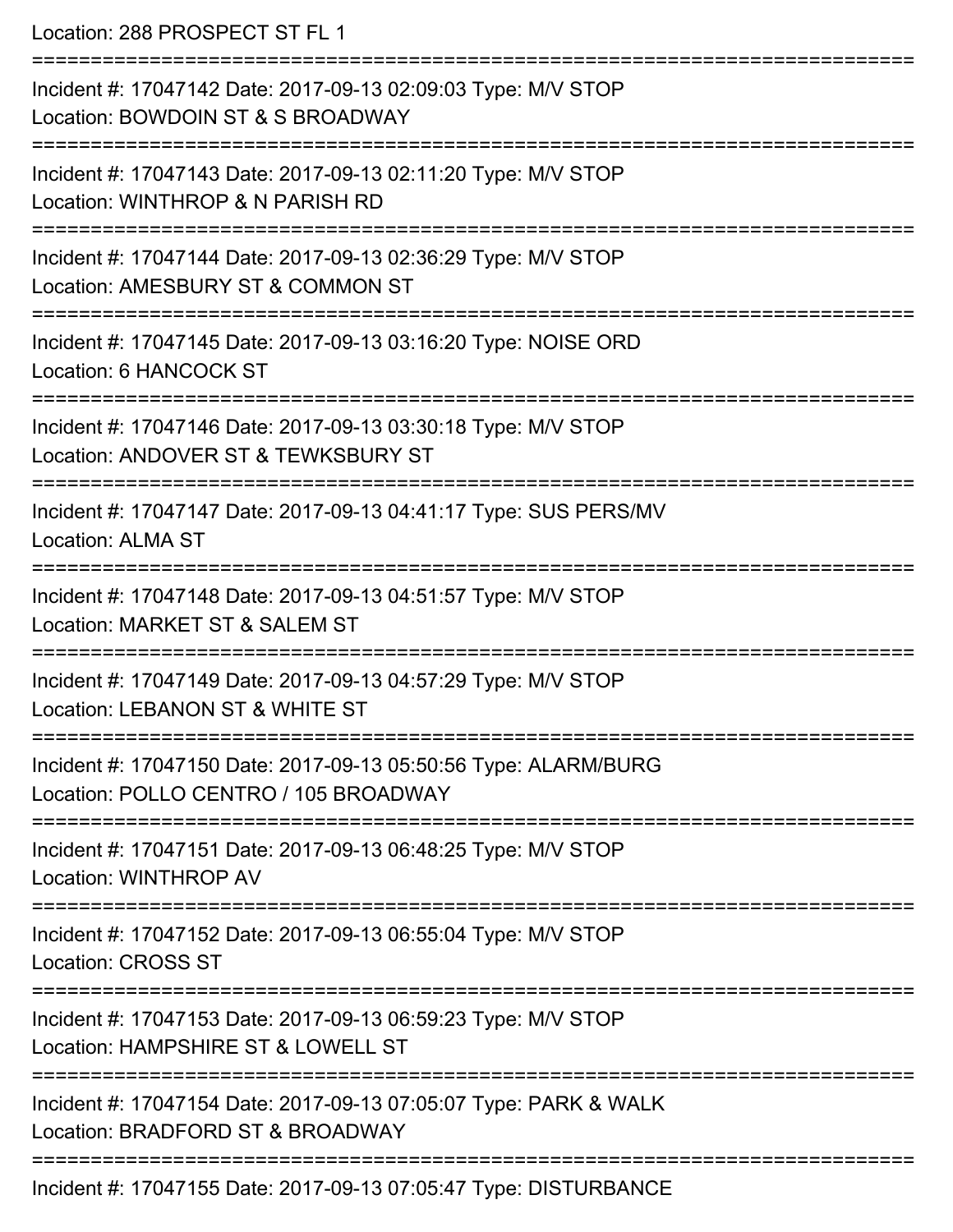Location: 288 PROSPECT ST FL 1

===========================================================================

Incident #: 17047142 Date: 2017-09-13 02:09:03 Type: M/V STOP
Location: BOWDOIN ST & S BROADWAY

===========================================================================

Incident #: 17047143 Date: 2017-09-13 02:11:20 Type: M/V STOP
Location: WINTHROP & N PARISH RD

===========================================================================

Incident #: 17047144 Date: 2017-09-13 02:36:29 Type: M/V STOP
Location: AMESBURY ST & COMMON ST

===========================================================================

Incident #: 17047145 Date: 2017-09-13 03:16:20 Type: NOISE ORD
Location: 6 HANCOCK ST

===========================================================================

Incident #: 17047146 Date: 2017-09-13 03:30:18 Type: M/V STOP
Location: ANDOVER ST & TEWKSBURY ST

===========================================================================

Incident #: 17047147 Date: 2017-09-13 04:41:17 Type: SUS PERS/MV
Location: ALMA ST

===========================================================================

Incident #: 17047148 Date: 2017-09-13 04:51:57 Type: M/V STOP
Location: MARKET ST & SALEM ST

===========================================================================

Incident #: 17047149 Date: 2017-09-13 04:57:29 Type: M/V STOP
Location: LEBANON ST & WHITE ST

===========================================================================

Incident #: 17047150 Date: 2017-09-13 05:50:56 Type: ALARM/BURG
Location: POLLO CENTRO / 105 BROADWAY

===========================================================================

Incident #: 17047151 Date: 2017-09-13 06:48:25 Type: M/V STOP
Location: WINTHROP AV

===========================================================================

Incident #: 17047152 Date: 2017-09-13 06:55:04 Type: M/V STOP
Location: CROSS ST

===========================================================================

Incident #: 17047153 Date: 2017-09-13 06:59:23 Type: M/V STOP
Location: HAMPSHIRE ST & LOWELL ST

===========================================================================

Incident #: 17047154 Date: 2017-09-13 07:05:07 Type: PARK & WALK
Location: BRADFORD ST & BROADWAY

===========================================================================

Incident #: 17047155 Date: 2017-09-13 07:05:47 Type: DISTURBANCE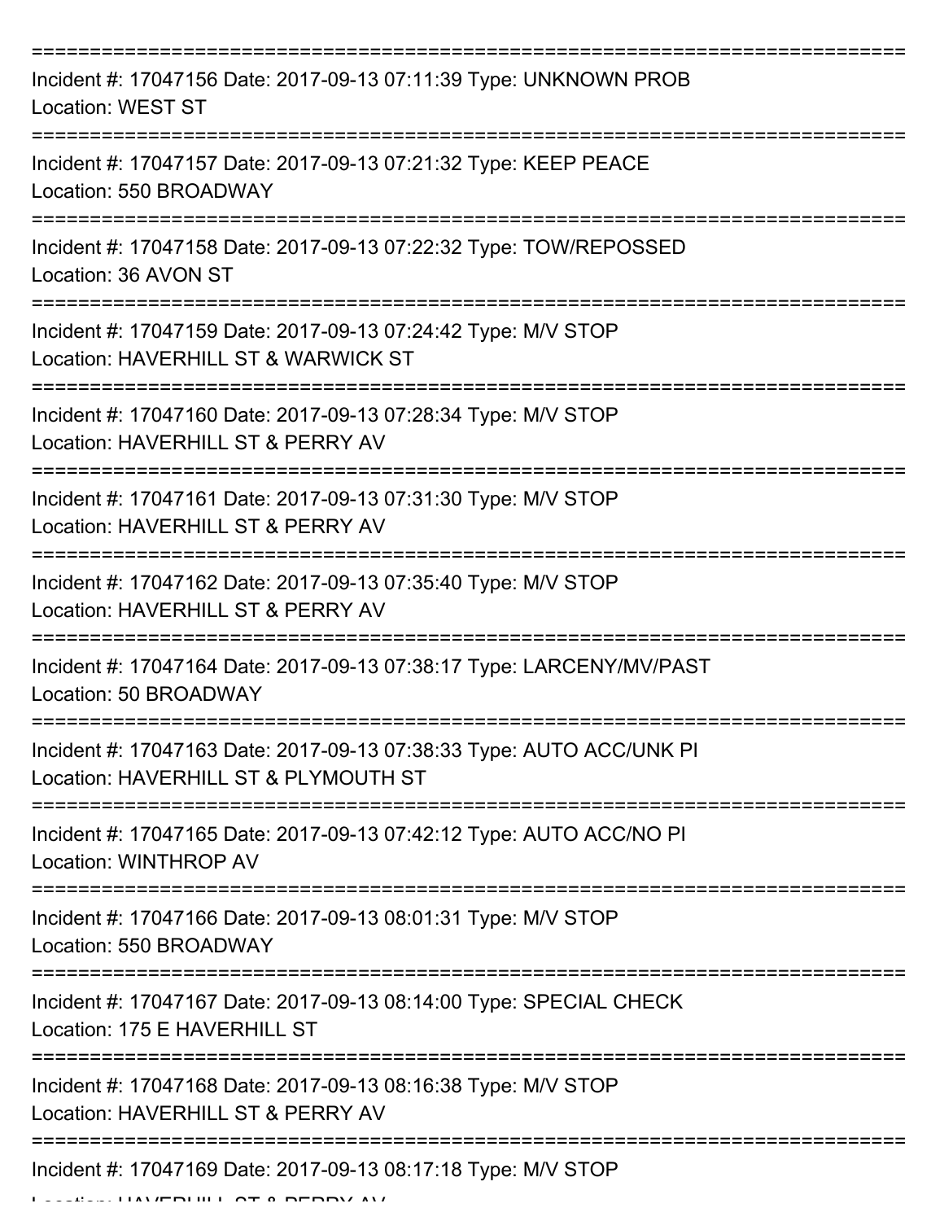===========================================================================

Incident #: 17047156 Date: 2017-09-13 07:11:39 Type: UNKNOWN PROB
Location: WEST ST

===========================================================================

Incident #: 17047157 Date: 2017-09-13 07:21:32 Type: KEEP PEACE
Location: 550 BROADWAY

===========================================================================

Incident #: 17047158 Date: 2017-09-13 07:22:32 Type: TOW/REPOSSED
Location: 36 AVON ST

===========================================================================

Incident #: 17047159 Date: 2017-09-13 07:24:42 Type: M/V STOP
Location: HAVERHILL ST & WARWICK ST

===========================================================================

Incident #: 17047160 Date: 2017-09-13 07:28:34 Type: M/V STOP
Location: HAVERHILL ST & PERRY AV

===========================================================================

Incident #: 17047161 Date: 2017-09-13 07:31:30 Type: M/V STOP
Location: HAVERHILL ST & PERRY AV

===========================================================================

Incident #: 17047162 Date: 2017-09-13 07:35:40 Type: M/V STOP
Location: HAVERHILL ST & PERRY AV

===========================================================================

Incident #: 17047164 Date: 2017-09-13 07:38:17 Type: LARCENY/MV/PAST
Location: 50 BROADWAY

===========================================================================

Incident #: 17047163 Date: 2017-09-13 07:38:33 Type: AUTO ACC/UNK PI
Location: HAVERHILL ST & PLYMOUTH ST

===========================================================================

Incident #: 17047165 Date: 2017-09-13 07:42:12 Type: AUTO ACC/NO PI
Location: WINTHROP AV

===========================================================================

Incident #: 17047166 Date: 2017-09-13 08:01:31 Type: M/V STOP
Location: 550 BROADWAY

===========================================================================

Incident #: 17047167 Date: 2017-09-13 08:14:00 Type: SPECIAL CHECK
Location: 175 E HAVERHILL ST

===========================================================================

Incident #: 17047168 Date: 2017-09-13 08:16:38 Type: M/V STOP
Location: HAVERHILL ST & PERRY AV

===========================================================================

Incident #: 17047169 Date: 2017-09-13 08:17:18 Type: M/V STOP
Location: HAVERHILL ST & PERRY AV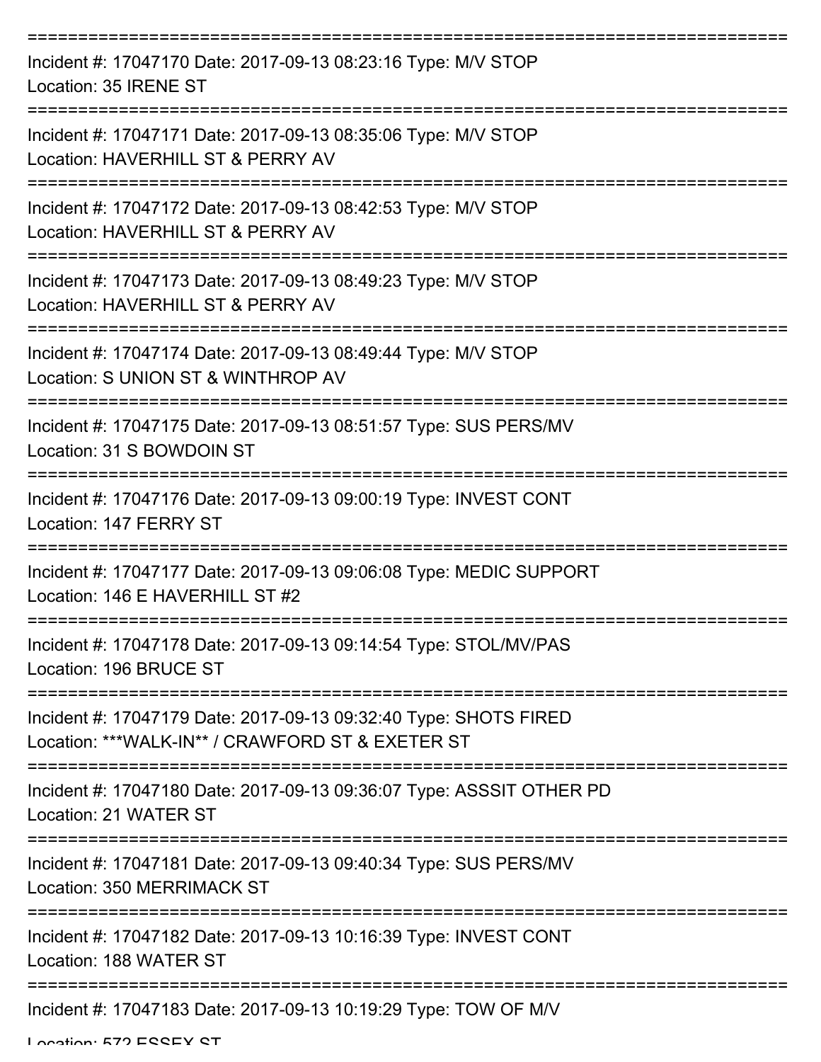===========================================================================

Incident #: 17047170 Date: 2017-09-13 08:23:16 Type: M/V STOP
Location: 35 IRENE ST

===========================================================================

Incident #: 17047171 Date: 2017-09-13 08:35:06 Type: M/V STOP
Location: HAVERHILL ST & PERRY AV

===========================================================================

Incident #: 17047172 Date: 2017-09-13 08:42:53 Type: M/V STOP
Location: HAVERHILL ST & PERRY AV

===========================================================================

Incident #: 17047173 Date: 2017-09-13 08:49:23 Type: M/V STOP
Location: HAVERHILL ST & PERRY AV

===========================================================================

Incident #: 17047174 Date: 2017-09-13 08:49:44 Type: M/V STOP
Location: S UNION ST & WINTHROP AV

===========================================================================

Incident #: 17047175 Date: 2017-09-13 08:51:57 Type: SUS PERS/MV
Location: 31 S BOWDOIN ST

===========================================================================

Incident #: 17047176 Date: 2017-09-13 09:00:19 Type: INVEST CONT
Location: 147 FERRY ST

===========================================================================

Incident #: 17047177 Date: 2017-09-13 09:06:08 Type: MEDIC SUPPORT
Location: 146 E HAVERHILL ST #2

===========================================================================

Incident #: 17047178 Date: 2017-09-13 09:14:54 Type: STOL/MV/PAS
Location: 196 BRUCE ST

===========================================================================

Incident #: 17047179 Date: 2017-09-13 09:32:40 Type: SHOTS FIRED
Location: ***WALK-IN** / CRAWFORD ST & EXETER ST

===========================================================================

Incident #: 17047180 Date: 2017-09-13 09:36:07 Type: ASSSIT OTHER PD
Location: 21 WATER ST

===========================================================================

Incident #: 17047181 Date: 2017-09-13 09:40:34 Type: SUS PERS/MV
Location: 350 MERRIMACK ST

===========================================================================

Incident #: 17047182 Date: 2017-09-13 10:16:39 Type: INVEST CONT
Location: 188 WATER ST

===========================================================================

Incident #: 17047183 Date: 2017-09-13 10:19:29 Type: TOW OF M/V
Location: 572 ESSEX ST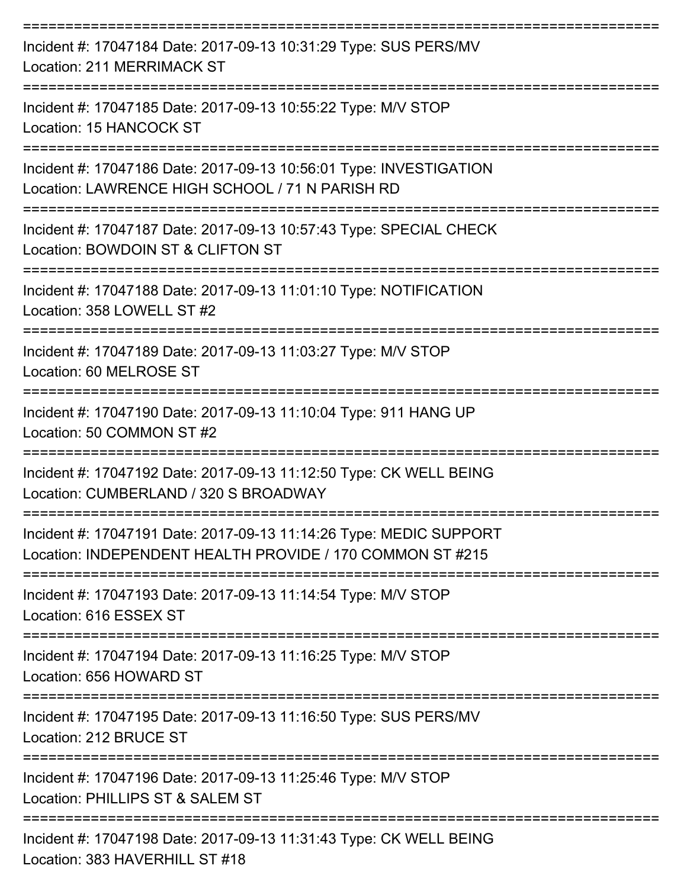===========================================================================

Incident #: 17047184 Date: 2017-09-13 10:31:29 Type: SUS PERS/MV
Location: 211 MERRIMACK ST

===========================================================================

Incident #: 17047185 Date: 2017-09-13 10:55:22 Type: M/V STOP
Location: 15 HANCOCK ST

===========================================================================

Incident #: 17047186 Date: 2017-09-13 10:56:01 Type: INVESTIGATION
Location: LAWRENCE HIGH SCHOOL / 71 N PARISH RD

===========================================================================

Incident #: 17047187 Date: 2017-09-13 10:57:43 Type: SPECIAL CHECK
Location: BOWDOIN ST & CLIFTON ST

===========================================================================

Incident #: 17047188 Date: 2017-09-13 11:01:10 Type: NOTIFICATION
Location: 358 LOWELL ST #2

===========================================================================

Incident #: 17047189 Date: 2017-09-13 11:03:27 Type: M/V STOP
Location: 60 MELROSE ST

===========================================================================

Incident #: 17047190 Date: 2017-09-13 11:10:04 Type: 911 HANG UP
Location: 50 COMMON ST #2

===========================================================================

Incident #: 17047192 Date: 2017-09-13 11:12:50 Type: CK WELL BEING
Location: CUMBERLAND / 320 S BROADWAY

===========================================================================

Incident #: 17047191 Date: 2017-09-13 11:14:26 Type: MEDIC SUPPORT
Location: INDEPENDENT HEALTH PROVIDE / 170 COMMON ST #215

===========================================================================

Incident #: 17047193 Date: 2017-09-13 11:14:54 Type: M/V STOP
Location: 616 ESSEX ST

===========================================================================

Incident #: 17047194 Date: 2017-09-13 11:16:25 Type: M/V STOP
Location: 656 HOWARD ST

===========================================================================

Incident #: 17047195 Date: 2017-09-13 11:16:50 Type: SUS PERS/MV
Location: 212 BRUCE ST

===========================================================================

Incident #: 17047196 Date: 2017-09-13 11:25:46 Type: M/V STOP
Location: PHILLIPS ST & SALEM ST

===========================================================================

Incident #: 17047198 Date: 2017-09-13 11:31:43 Type: CK WELL BEING
Location: 383 HAVERHILL ST #18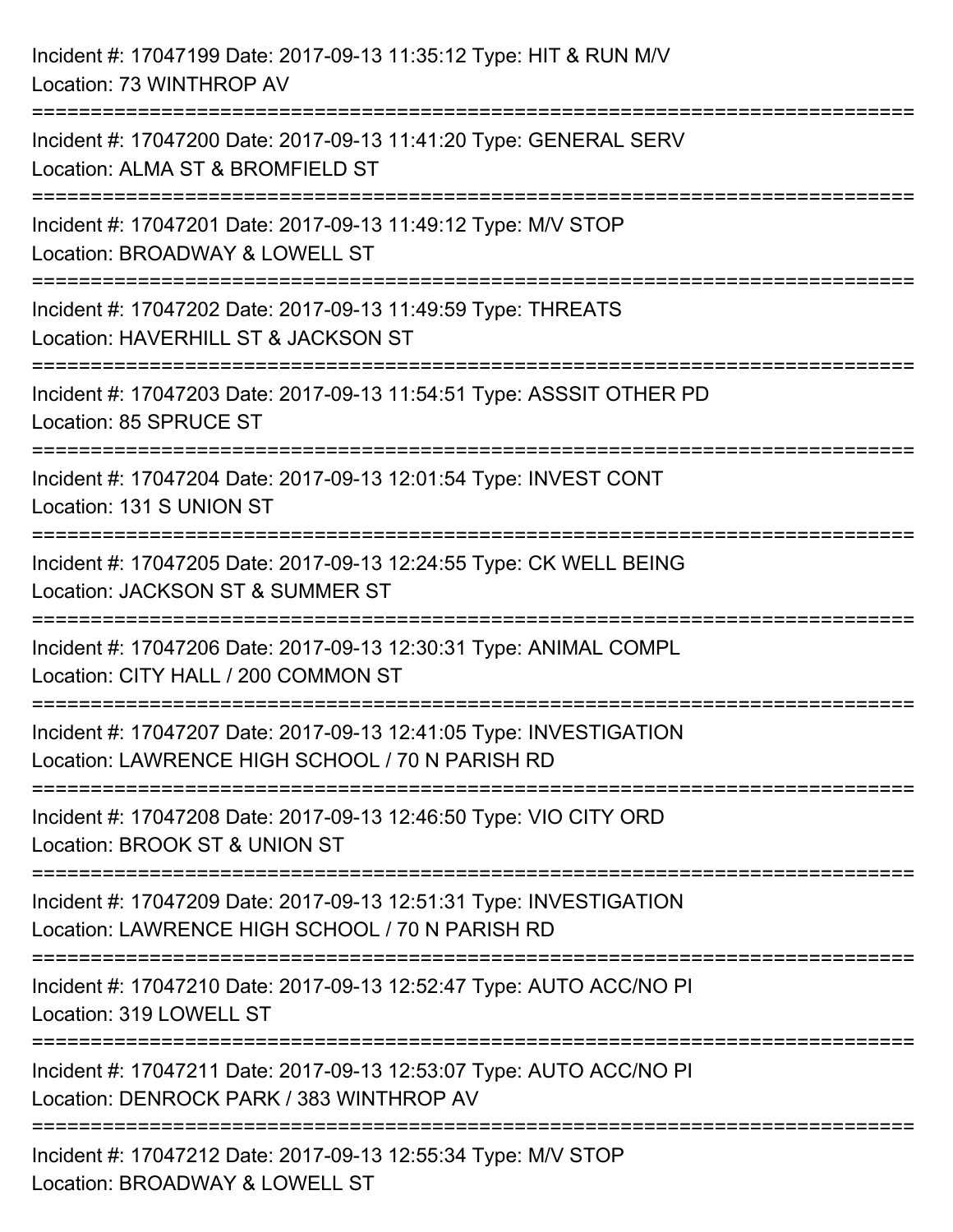Incident #: 17047199 Date: 2017-09-13 11:35:12 Type: HIT & RUN M/V
Location: 73 WINTHROP AV

===========================================================================

Incident #: 17047200 Date: 2017-09-13 11:41:20 Type: GENERAL SERV
Location: ALMA ST & BROMFIELD ST

===========================================================================

Incident #: 17047201 Date: 2017-09-13 11:49:12 Type: M/V STOP
Location: BROADWAY & LOWELL ST

===========================================================================

Incident #: 17047202 Date: 2017-09-13 11:49:59 Type: THREATS
Location: HAVERHILL ST & JACKSON ST

===========================================================================

Incident #: 17047203 Date: 2017-09-13 11:54:51 Type: ASSSIT OTHER PD
Location: 85 SPRUCE ST

===========================================================================

Incident #: 17047204 Date: 2017-09-13 12:01:54 Type: INVEST CONT
Location: 131 S UNION ST

===========================================================================

Incident #: 17047205 Date: 2017-09-13 12:24:55 Type: CK WELL BEING
Location: JACKSON ST & SUMMER ST

===========================================================================

Incident #: 17047206 Date: 2017-09-13 12:30:31 Type: ANIMAL COMPL
Location: CITY HALL / 200 COMMON ST

===========================================================================

Incident #: 17047207 Date: 2017-09-13 12:41:05 Type: INVESTIGATION
Location: LAWRENCE HIGH SCHOOL / 70 N PARISH RD

===========================================================================

Incident #: 17047208 Date: 2017-09-13 12:46:50 Type: VIO CITY ORD
Location: BROOK ST & UNION ST

===========================================================================

Incident #: 17047209 Date: 2017-09-13 12:51:31 Type: INVESTIGATION
Location: LAWRENCE HIGH SCHOOL / 70 N PARISH RD

===========================================================================

Incident #: 17047210 Date: 2017-09-13 12:52:47 Type: AUTO ACC/NO PI
Location: 319 LOWELL ST

===========================================================================

Incident #: 17047211 Date: 2017-09-13 12:53:07 Type: AUTO ACC/NO PI
Location: DENROCK PARK / 383 WINTHROP AV

===========================================================================

Incident #: 17047212 Date: 2017-09-13 12:55:34 Type: M/V STOP
Location: BROADWAY & LOWELL ST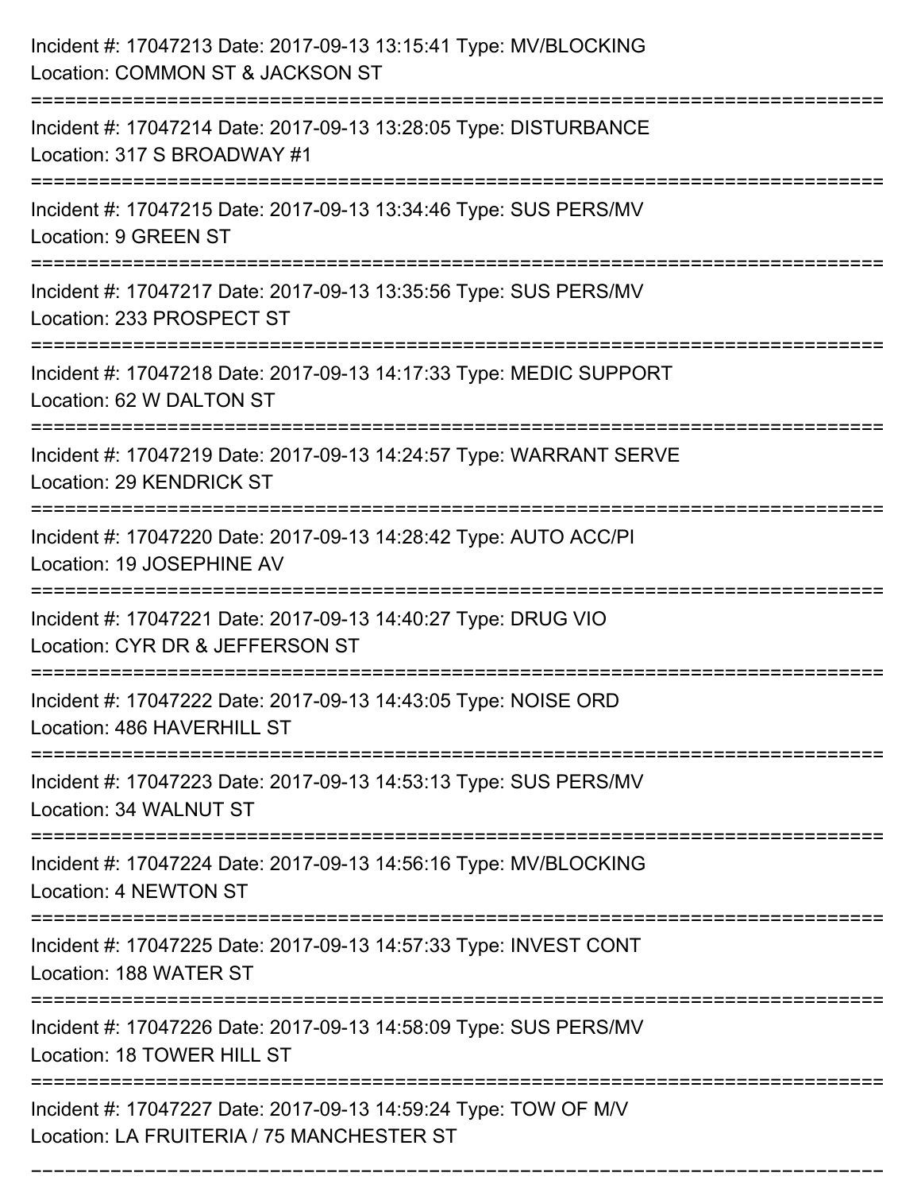Incident #: 17047213 Date: 2017-09-13 13:15:41 Type: MV/BLOCKING
Location: COMMON ST & JACKSON ST

===========================================================================

Incident #: 17047214 Date: 2017-09-13 13:28:05 Type: DISTURBANCE
Location: 317 S BROADWAY #1

===========================================================================

Incident #: 17047215 Date: 2017-09-13 13:34:46 Type: SUS PERS/MV
Location: 9 GREEN ST

===========================================================================

Incident #: 17047217 Date: 2017-09-13 13:35:56 Type: SUS PERS/MV
Location: 233 PROSPECT ST

===========================================================================

Incident #: 17047218 Date: 2017-09-13 14:17:33 Type: MEDIC SUPPORT
Location: 62 W DALTON ST

===========================================================================

Incident #: 17047219 Date: 2017-09-13 14:24:57 Type: WARRANT SERVE
Location: 29 KENDRICK ST

===========================================================================

Incident #: 17047220 Date: 2017-09-13 14:28:42 Type: AUTO ACC/PI
Location: 19 JOSEPHINE AV

===========================================================================

Incident #: 17047221 Date: 2017-09-13 14:40:27 Type: DRUG VIO
Location: CYR DR & JEFFERSON ST

===========================================================================

Incident #: 17047222 Date: 2017-09-13 14:43:05 Type: NOISE ORD
Location: 486 HAVERHILL ST

===========================================================================

Incident #: 17047223 Date: 2017-09-13 14:53:13 Type: SUS PERS/MV
Location: 34 WALNUT ST

===========================================================================

Incident #: 17047224 Date: 2017-09-13 14:56:16 Type: MV/BLOCKING
Location: 4 NEWTON ST

===========================================================================

Incident #: 17047225 Date: 2017-09-13 14:57:33 Type: INVEST CONT
Location: 188 WATER ST

===========================================================================

Incident #: 17047226 Date: 2017-09-13 14:58:09 Type: SUS PERS/MV
Location: 18 TOWER HILL ST

===========================================================================

Incident #: 17047227 Date: 2017-09-13 14:59:24 Type: TOW OF M/V
Location: LA FRUITERIA / 75 MANCHESTER ST

===========================================================================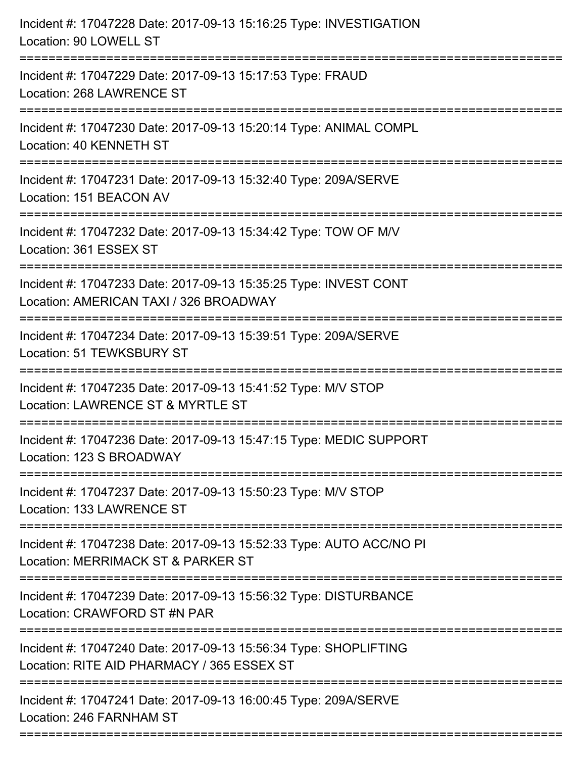Incident #: 17047228 Date: 2017-09-13 15:16:25 Type: INVESTIGATION
Location: 90 LOWELL ST

===========================================================================

Incident #: 17047229 Date: 2017-09-13 15:17:53 Type: FRAUD
Location: 268 LAWRENCE ST

===========================================================================

Incident #: 17047230 Date: 2017-09-13 15:20:14 Type: ANIMAL COMPL
Location: 40 KENNETH ST

===========================================================================

Incident #: 17047231 Date: 2017-09-13 15:32:40 Type: 209A/SERVE
Location: 151 BEACON AV

===========================================================================

Incident #: 17047232 Date: 2017-09-13 15:34:42 Type: TOW OF M/V
Location: 361 ESSEX ST

===========================================================================

Incident #: 17047233 Date: 2017-09-13 15:35:25 Type: INVEST CONT
Location: AMERICAN TAXI / 326 BROADWAY

===========================================================================

Incident #: 17047234 Date: 2017-09-13 15:39:51 Type: 209A/SERVE
Location: 51 TEWKSBURY ST

===========================================================================

Incident #: 17047235 Date: 2017-09-13 15:41:52 Type: M/V STOP
Location: LAWRENCE ST & MYRTLE ST

===========================================================================

Incident #: 17047236 Date: 2017-09-13 15:47:15 Type: MEDIC SUPPORT
Location: 123 S BROADWAY

===========================================================================

Incident #: 17047237 Date: 2017-09-13 15:50:23 Type: M/V STOP
Location: 133 LAWRENCE ST

===========================================================================

Incident #: 17047238 Date: 2017-09-13 15:52:33 Type: AUTO ACC/NO PI
Location: MERRIMACK ST & PARKER ST

===========================================================================

Incident #: 17047239 Date: 2017-09-13 15:56:32 Type: DISTURBANCE
Location: CRAWFORD ST #N PAR

===========================================================================

Incident #: 17047240 Date: 2017-09-13 15:56:34 Type: SHOPLIFTING
Location: RITE AID PHARMACY / 365 ESSEX ST

===========================================================================

Incident #: 17047241 Date: 2017-09-13 16:00:45 Type: 209A/SERVE
Location: 246 FARNHAM ST

===========================================================================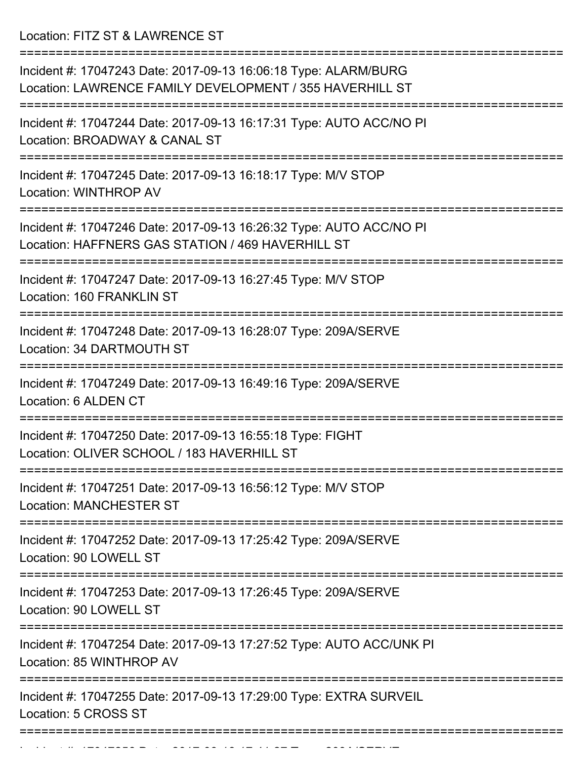Location: FITZ ST & LAWRENCE ST

===========================================================================

Incident #: 17047243 Date: 2017-09-13 16:06:18 Type: ALARM/BURG
Location: LAWRENCE FAMILY DEVELOPMENT / 355 HAVERHILL ST

===========================================================================

Incident #: 17047244 Date: 2017-09-13 16:17:31 Type: AUTO ACC/NO PI
Location: BROADWAY & CANAL ST

===========================================================================

Incident #: 17047245 Date: 2017-09-13 16:18:17 Type: M/V STOP
Location: WINTHROP AV

===========================================================================

Incident #: 17047246 Date: 2017-09-13 16:26:32 Type: AUTO ACC/NO PI
Location: HAFFNERS GAS STATION / 469 HAVERHILL ST

===========================================================================

Incident #: 17047247 Date: 2017-09-13 16:27:45 Type: M/V STOP
Location: 160 FRANKLIN ST

===========================================================================

Incident #: 17047248 Date: 2017-09-13 16:28:07 Type: 209A/SERVE
Location: 34 DARTMOUTH ST

===========================================================================

Incident #: 17047249 Date: 2017-09-13 16:49:16 Type: 209A/SERVE
Location: 6 ALDEN CT

===========================================================================

Incident #: 17047250 Date: 2017-09-13 16:55:18 Type: FIGHT
Location: OLIVER SCHOOL / 183 HAVERHILL ST

===========================================================================

Incident #: 17047251 Date: 2017-09-13 16:56:12 Type: M/V STOP
Location: MANCHESTER ST

===========================================================================

Incident #: 17047252 Date: 2017-09-13 17:25:42 Type: 209A/SERVE
Location: 90 LOWELL ST

===========================================================================

Incident #: 17047253 Date: 2017-09-13 17:26:45 Type: 209A/SERVE
Location: 90 LOWELL ST

===========================================================================

Incident #: 17047254 Date: 2017-09-13 17:27:52 Type: AUTO ACC/UNK PI
Location: 85 WINTHROP AV

===========================================================================

Incident #: 17047255 Date: 2017-09-13 17:29:00 Type: EXTRA SURVEIL
Location: 5 CROSS ST

===========================================================================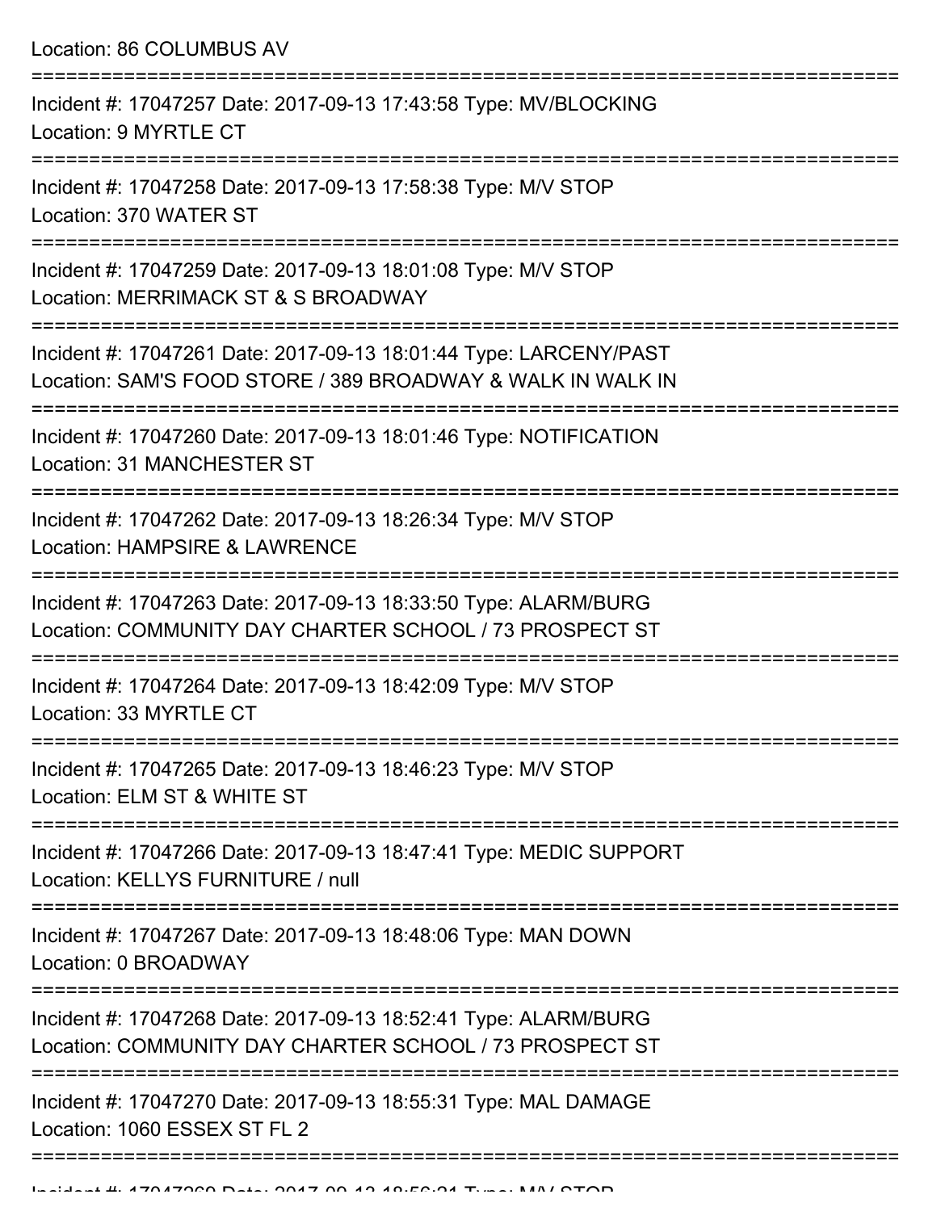Location: 86 COLUMBUS AV

===========================================================================

Incident #: 17047257 Date: 2017-09-13 17:43:58 Type: MV/BLOCKING
Location: 9 MYRTLE CT

===========================================================================

Incident #: 17047258 Date: 2017-09-13 17:58:38 Type: M/V STOP
Location: 370 WATER ST

===========================================================================

Incident #: 17047259 Date: 2017-09-13 18:01:08 Type: M/V STOP
Location: MERRIMACK ST & S BROADWAY

===========================================================================

Incident #: 17047261 Date: 2017-09-13 18:01:44 Type: LARCENY/PAST
Location: SAM'S FOOD STORE / 389 BROADWAY & WALK IN WALK IN

===========================================================================

Incident #: 17047260 Date: 2017-09-13 18:01:46 Type: NOTIFICATION
Location: 31 MANCHESTER ST

===========================================================================

Incident #: 17047262 Date: 2017-09-13 18:26:34 Type: M/V STOP
Location: HAMPSIRE & LAWRENCE

===========================================================================

Incident #: 17047263 Date: 2017-09-13 18:33:50 Type: ALARM/BURG
Location: COMMUNITY DAY CHARTER SCHOOL / 73 PROSPECT ST

===========================================================================

Incident #: 17047264 Date: 2017-09-13 18:42:09 Type: M/V STOP
Location: 33 MYRTLE CT

===========================================================================

Incident #: 17047265 Date: 2017-09-13 18:46:23 Type: M/V STOP
Location: ELM ST & WHITE ST

===========================================================================

Incident #: 17047266 Date: 2017-09-13 18:47:41 Type: MEDIC SUPPORT
Location: KELLYS FURNITURE / null

===========================================================================

Incident #: 17047267 Date: 2017-09-13 18:48:06 Type: MAN DOWN
Location: 0 BROADWAY

===========================================================================

Incident #: 17047268 Date: 2017-09-13 18:52:41 Type: ALARM/BURG
Location: COMMUNITY DAY CHARTER SCHOOL / 73 PROSPECT ST

===========================================================================

Incident #: 17047270 Date: 2017-09-13 18:55:31 Type: MAL DAMAGE
Location: 1060 ESSEX ST FL 2

===========================================================================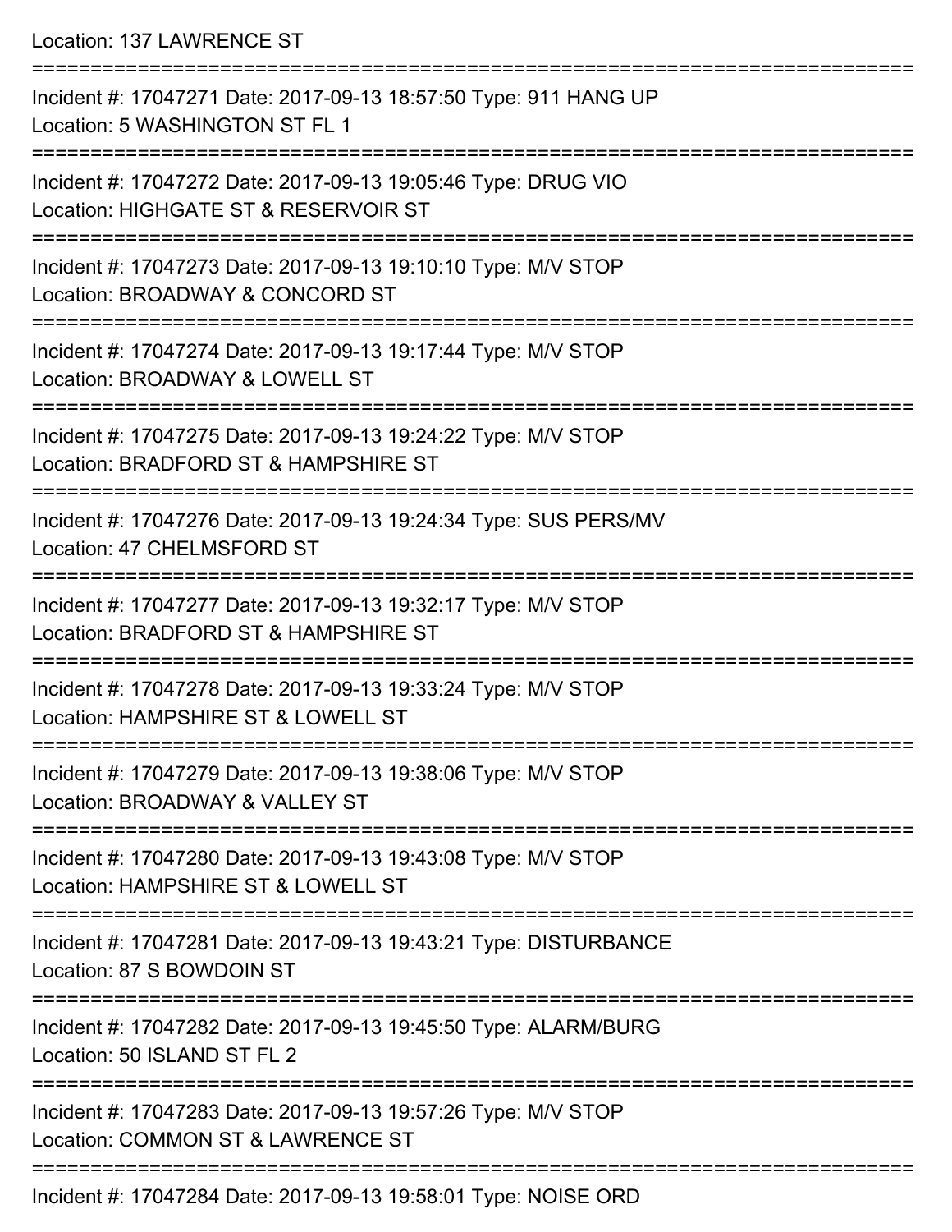Location: 137 LAWRENCE ST

===========================================================================

Incident #: 17047271 Date: 2017-09-13 18:57:50 Type: 911 HANG UP
Location: 5 WASHINGTON ST FL 1

===========================================================================

Incident #: 17047272 Date: 2017-09-13 19:05:46 Type: DRUG VIO
Location: HIGHGATE ST & RESERVOIR ST

===========================================================================

Incident #: 17047273 Date: 2017-09-13 19:10:10 Type: M/V STOP
Location: BROADWAY & CONCORD ST

===========================================================================

Incident #: 17047274 Date: 2017-09-13 19:17:44 Type: M/V STOP
Location: BROADWAY & LOWELL ST

===========================================================================

Incident #: 17047275 Date: 2017-09-13 19:24:22 Type: M/V STOP
Location: BRADFORD ST & HAMPSHIRE ST

===========================================================================

Incident #: 17047276 Date: 2017-09-13 19:24:34 Type: SUS PERS/MV
Location: 47 CHELMSFORD ST

===========================================================================

Incident #: 17047277 Date: 2017-09-13 19:32:17 Type: M/V STOP
Location: BRADFORD ST & HAMPSHIRE ST

===========================================================================

Incident #: 17047278 Date: 2017-09-13 19:33:24 Type: M/V STOP
Location: HAMPSHIRE ST & LOWELL ST

===========================================================================

Incident #: 17047279 Date: 2017-09-13 19:38:06 Type: M/V STOP
Location: BROADWAY & VALLEY ST

===========================================================================

Incident #: 17047280 Date: 2017-09-13 19:43:08 Type: M/V STOP
Location: HAMPSHIRE ST & LOWELL ST

===========================================================================

Incident #: 17047281 Date: 2017-09-13 19:43:21 Type: DISTURBANCE
Location: 87 S BOWDOIN ST

===========================================================================

Incident #: 17047282 Date: 2017-09-13 19:45:50 Type: ALARM/BURG
Location: 50 ISLAND ST FL 2

===========================================================================

Incident #: 17047283 Date: 2017-09-13 19:57:26 Type: M/V STOP
Location: COMMON ST & LAWRENCE ST

===========================================================================

Incident #: 17047284 Date: 2017-09-13 19:58:01 Type: NOISE ORD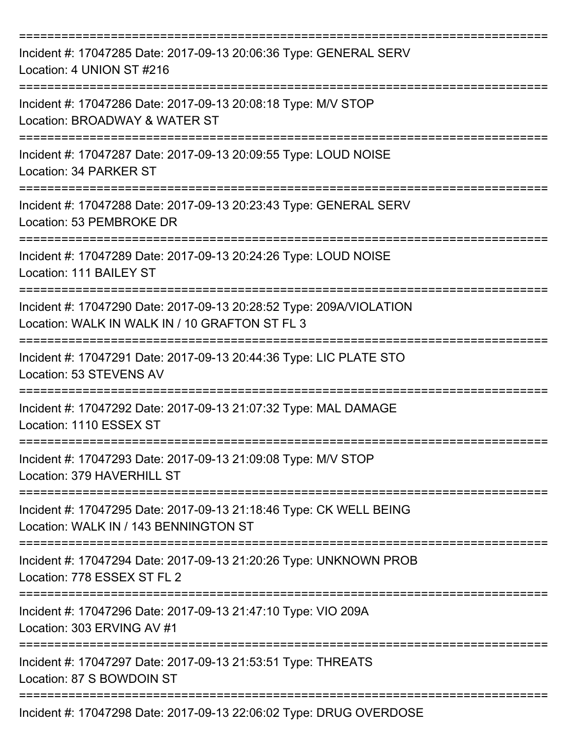===========================================================================

Incident #: 17047285 Date: 2017-09-13 20:06:36 Type: GENERAL SERV
Location: 4 UNION ST #216

===========================================================================

Incident #: 17047286 Date: 2017-09-13 20:08:18 Type: M/V STOP
Location: BROADWAY & WATER ST

===========================================================================

Incident #: 17047287 Date: 2017-09-13 20:09:55 Type: LOUD NOISE
Location: 34 PARKER ST

===========================================================================

Incident #: 17047288 Date: 2017-09-13 20:23:43 Type: GENERAL SERV
Location: 53 PEMBROKE DR

===========================================================================

Incident #: 17047289 Date: 2017-09-13 20:24:26 Type: LOUD NOISE
Location: 111 BAILEY ST

===========================================================================

Incident #: 17047290 Date: 2017-09-13 20:28:52 Type: 209A/VIOLATION
Location: WALK IN WALK IN / 10 GRAFTON ST FL 3

===========================================================================

Incident #: 17047291 Date: 2017-09-13 20:44:36 Type: LIC PLATE STO
Location: 53 STEVENS AV

===========================================================================

Incident #: 17047292 Date: 2017-09-13 21:07:32 Type: MAL DAMAGE
Location: 1110 ESSEX ST

===========================================================================

Incident #: 17047293 Date: 2017-09-13 21:09:08 Type: M/V STOP
Location: 379 HAVERHILL ST

===========================================================================

Incident #: 17047295 Date: 2017-09-13 21:18:46 Type: CK WELL BEING
Location: WALK IN / 143 BENNINGTON ST

===========================================================================

Incident #: 17047294 Date: 2017-09-13 21:20:26 Type: UNKNOWN PROB
Location: 778 ESSEX ST FL 2

===========================================================================

Incident #: 17047296 Date: 2017-09-13 21:47:10 Type: VIO 209A
Location: 303 ERVING AV #1

===========================================================================

Incident #: 17047297 Date: 2017-09-13 21:53:51 Type: THREATS
Location: 87 S BOWDOIN ST

===========================================================================

Incident #: 17047298 Date: 2017-09-13 22:06:02 Type: DRUG OVERDOSE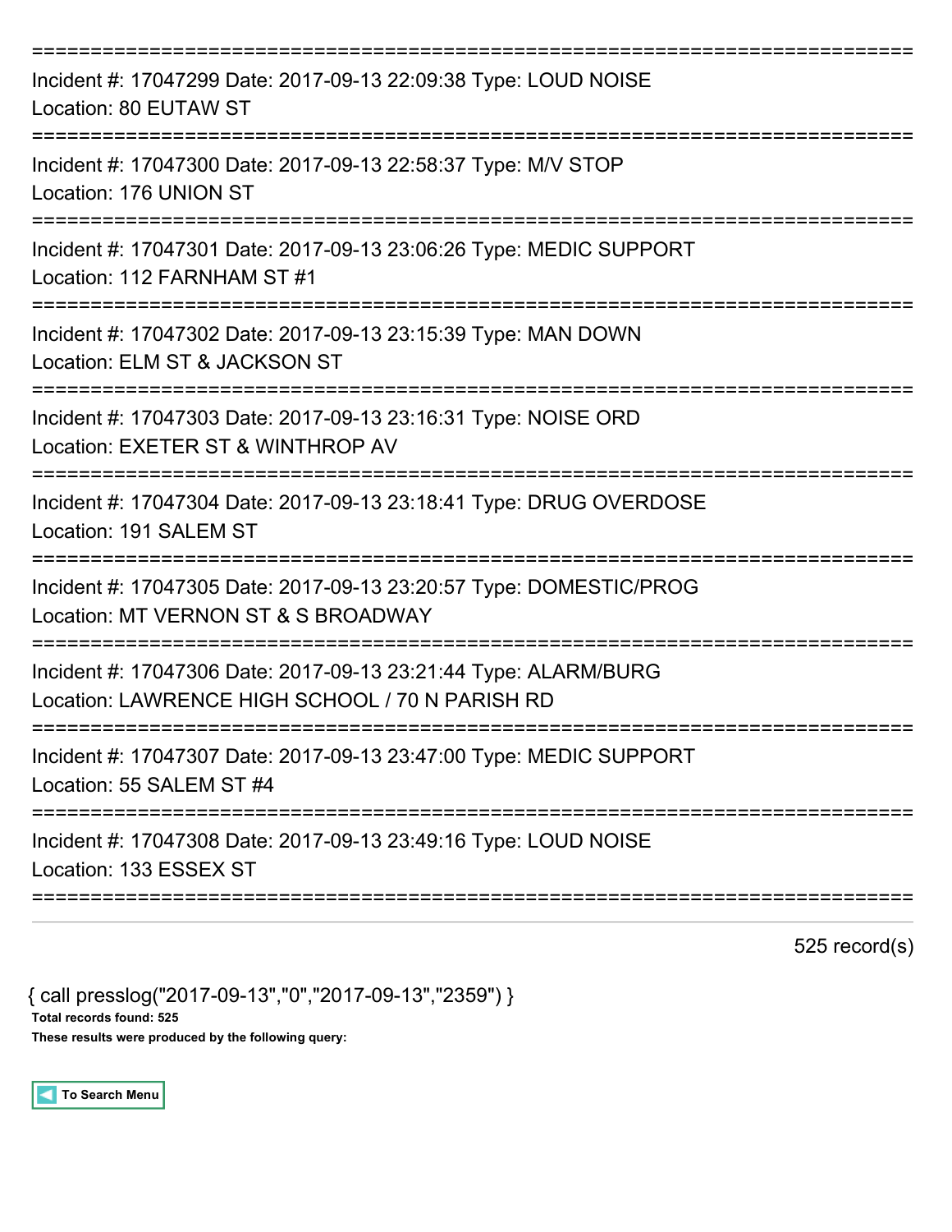===========================================================================

Incident #: 17047299 Date: 2017-09-13 22:09:38 Type: LOUD NOISE
Location: 80 EUTAW ST

===========================================================================

Incident #: 17047300 Date: 2017-09-13 22:58:37 Type: M/V STOP
Location: 176 UNION ST

===========================================================================

Incident #: 17047301 Date: 2017-09-13 23:06:26 Type: MEDIC SUPPORT
Location: 112 FARNHAM ST #1

===========================================================================

Incident #: 17047302 Date: 2017-09-13 23:15:39 Type: MAN DOWN
Location: ELM ST & JACKSON ST

===========================================================================

Incident #: 17047303 Date: 2017-09-13 23:16:31 Type: NOISE ORD
Location: EXETER ST & WINTHROP AV

===========================================================================

Incident #: 17047304 Date: 2017-09-13 23:18:41 Type: DRUG OVERDOSE
Location: 191 SALEM ST

===========================================================================

Incident #: 17047305 Date: 2017-09-13 23:20:57 Type: DOMESTIC/PROG
Location: MT VERNON ST & S BROADWAY

===========================================================================

Incident #: 17047306 Date: 2017-09-13 23:21:44 Type: ALARM/BURG
Location: LAWRENCE HIGH SCHOOL / 70 N PARISH RD

===========================================================================

Incident #: 17047307 Date: 2017-09-13 23:47:00 Type: MEDIC SUPPORT
Location: 55 SALEM ST #4

===========================================================================

Incident #: 17047308 Date: 2017-09-13 23:49:16 Type: LOUD NOISE
Location: 133 ESSEX ST

===========================================================================

525 record(s)

{ call presslog("2017-09-13","0","2017-09-13","2359") }

**Total records found: 525**

**These results were produced by the following query:**

To Search Menu